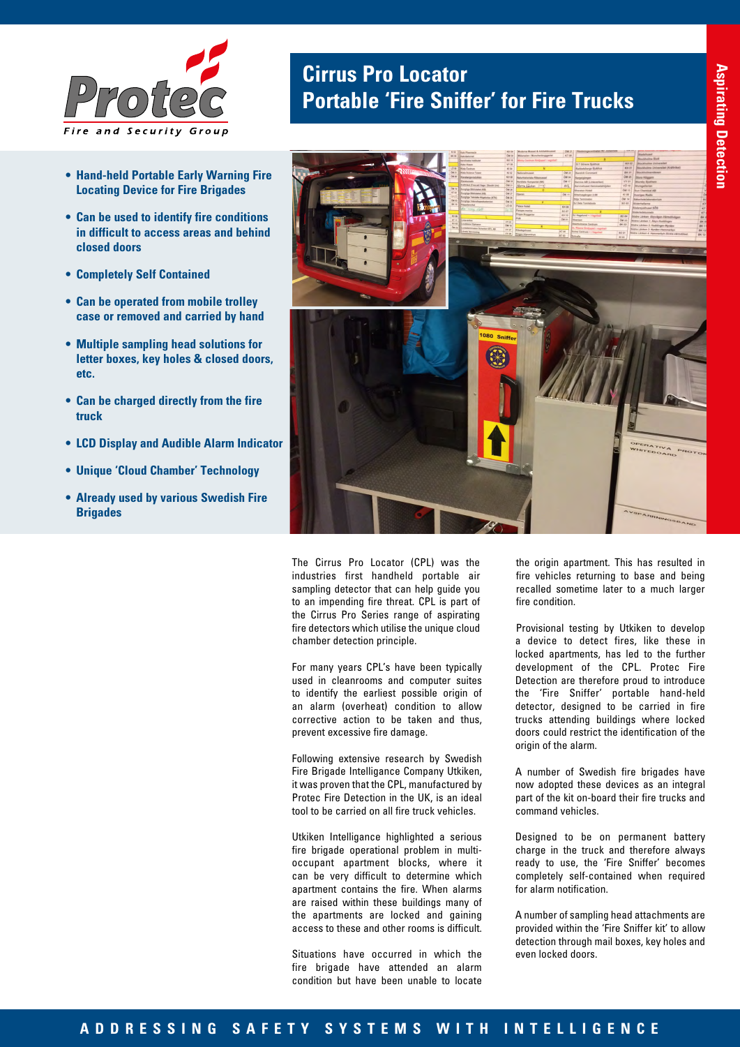Protec

Fire and Security Group

# Cirrus Pro Locator
# Portable 'Fire Sniffer' for Fire Trucks

Aspirating Detection

- **Hand-held Portable Early Warning Fire Locating Device for Fire Brigades**
- **Can be used to identify fire conditions in difficult to access areas and behind closed doors**
- **Completely Self Contained**
- **Can be operated from mobile trolley case or removed and carried by hand**
- **Multiple sampling head solutions for letter boxes, key holes & closed doors, etc.**
- **Can be charged directly from the fire truck**
- **LCD Display and Audible Alarm Indicator**
- **Unique 'Cloud Chamber' Technology**
- **Already used by various Swedish Fire Brigades**

The Cirrus Pro Locator (CPL) was the industries first handheld portable air sampling detector that can help guide you to an impending fire threat. CPL is part of the Cirrus Pro Series range of aspirating fire detectors which utilise the unique cloud chamber detection principle.

For many years CPL's have been typically used in cleanrooms and computer suites to identify the earliest possible origin of an alarm (overheat) condition to allow corrective action to be taken and thus, prevent excessive fire damage.

Following extensive research by Swedish Fire Brigade Intelligence Company Utkiken, it was proven that the CPL, manufactured by Protec Fire Detection in the UK, is an ideal tool to be carried on all fire truck vehicles.

Utkiken Intelligance highlighted a serious fire brigade operational problem in multi-occupant apartment blocks, where it can be very difficult to determine which apartment contains the fire. When alarms are raised within these buildings many of the apartments are locked and gaining access to these and other rooms is difficult.

Situations have occurred in which the fire brigade have attended an alarm condition but have been unable to locate the origin apartment. This has resulted in fire vehicles returning to base and being recalled sometime later to a much larger fire condition.

Provisional testing by Utkiken to develop a device to detect fires, like these in locked apartments, has led to the further development of the CPL. Protec Fire Detection are therefore proud to introduce the 'Fire Sniffer' portable hand-held detector, designed to be carried in fire trucks attending buildings where locked doors could restrict the identification of the origin of the alarm.

A number of Swedish fire brigades have now adopted these devices as an integral part of the kit on-board their fire trucks and command vehicles.

Designed to be on permanent battery charge in the truck and therefore always ready to use, the 'Fire Sniffer' becomes completely self-contained when required for alarm notification.

A number of sampling head attachments are provided within the 'Fire Sniffer kit' to allow detection through mail boxes, key holes and even locked doors.

**ADDRESSING SAFETY SYSTEMS WITH INTELLIGENCE**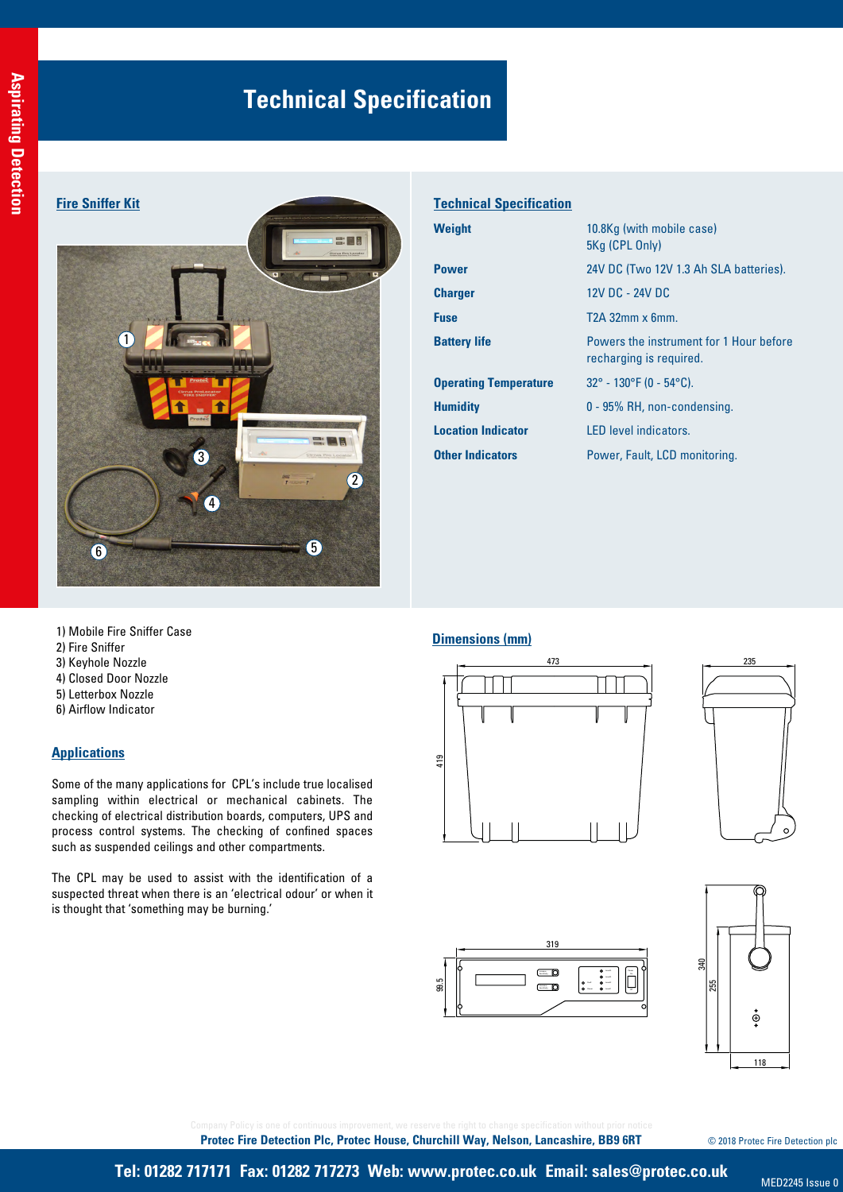# Technical Specification

## Fire Sniffer Kit

1) Mobile Fire Sniffer Case
2) Fire Sniffer
3) Keyhole Nozzle
4) Closed Door Nozzle
5) Letterbox Nozzle
6) Airflow Indicator

## Applications

Some of the many applications for CPL's include true localised sampling within electrical or mechanical cabinets. The checking of electrical distribution boards, computers, UPS and process control systems. The checking of confined spaces such as suspended ceilings and other compartments.

The CPL may be used to assist with the identification of a suspected threat when there is an 'electrical odour' or when it is thought that 'something may be burning.'

## Technical Specification

| | |
|---|---|
| **Weight** | 10.8Kg (with mobile case)<br>5Kg (CPL Only) |
| **Power** | 24V DC (Two 12V 1.3 Ah SLA batteries). |
| **Charger** | 12V DC - 24V DC |
| **Fuse** | T2A 32mm x 6mm. |
| **Battery life** | Powers the instrument for 1 Hour before recharging is required. |
| **Operating Temperature** | 32° - 130°F (0 - 54°C). |
| **Humidity** | 0 - 95% RH, non-condensing. |
| **Location Indicator** | LED level indicators. |
| **Other Indicators** | Power, Fault, LCD monitoring. |

## Dimensions (mm)

473

419

235

319

99.5

340

255

118

Company Policy is one of continuous improvement, we reserve the right to change specification without prior notice

Protec Fire Detection Plc, Protec House, Churchill Way, Nelson, Lancashire, BB9 6RT

© 2018 Protec Fire Detection plc

Tel: 01282 717171 Fax: 01282 717273 Web: www.protec.co.uk Email: sales@protec.co.uk

MED2245 Issue 0